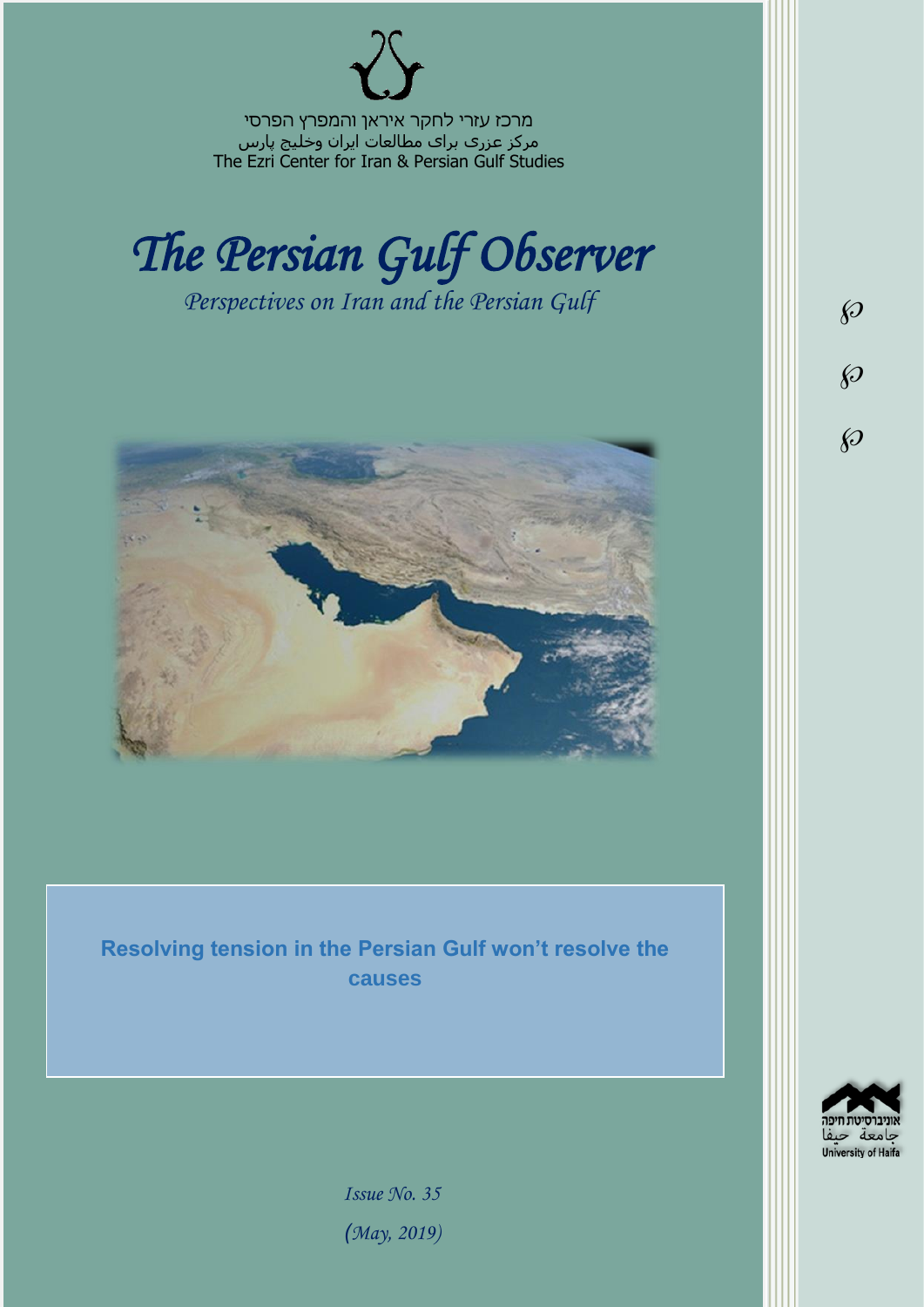מרכז עזרי לחקר איראן והמפרץ הפרסי

مرکز عزری برای مطالعات ایران وخلیج پارس

The Ezri Center for Iran & Persian Gulf Studies

# *The Persian Gulf Observer*

*Perspectives on Iran and the Persian Gulf*

## Resolving tension in the Persian Gulf won't resolve the causes

*Issue No. 35*

*(May, 2019)*

אוניברסיטת חיפה

جامعة حيفا

University of Haifa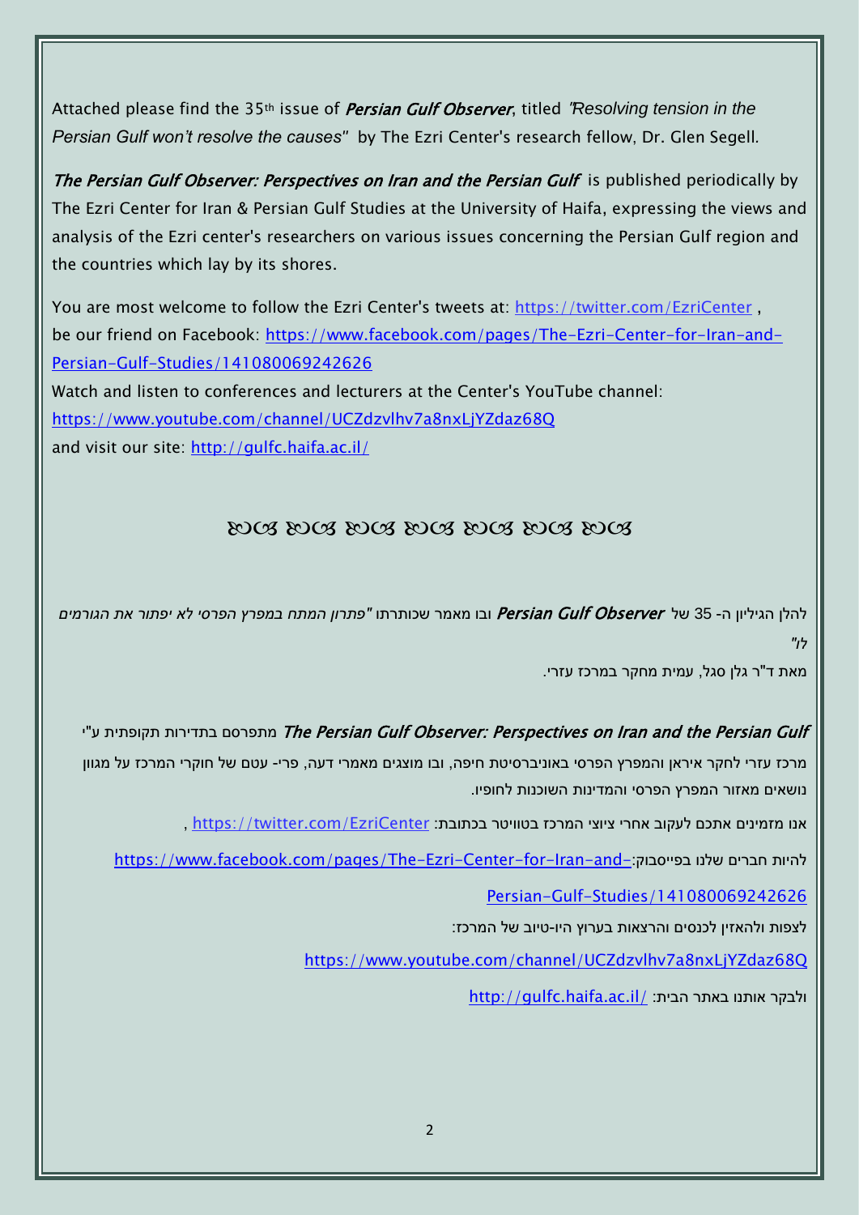Attached please find the 35th issue of *Persian Gulf Observer*, titled *"Resolving tension in the Persian Gulf won't resolve the causes"* by The Ezri Center's research fellow, Dr. Glen Segell.

***The Persian Gulf Observer: Perspectives on Iran and the Persian Gulf*** is published periodically by The Ezri Center for Iran & Persian Gulf Studies at the University of Haifa, expressing the views and analysis of the Ezri center's researchers on various issues concerning the Persian Gulf region and the countries which lay by its shores.

You are most welcome to follow the Ezri Center's tweets at: https://twitter.com/EzriCenter , be our friend on Facebook: https://www.facebook.com/pages/The-Ezri-Center-for-Iran-and-Persian-Gulf-Studies/141080069242626
Watch and listen to conferences and lecturers at the Center's YouTube channel: https://www.youtube.com/channel/UCZdzvlhv7a8nxLjYZdaz68Q
and visit our site: http://gulfc.haifa.ac.il/

ജ൭ ജ൭ ജ൭ ജ൭ ജ൭ ജ൭ ജ൭

להלן הגיליון ה- 35 של ***Persian Gulf Observer*** ובו מאמר שכותרתו *"פתרון המתח במפרץ הפרסי לא יפתור את הגורמים לו"*
מאת ד"ר גלן סגל, עמית מחקר במרכז עזרי.

***The Persian Gulf Observer: Perspectives on Iran and the Persian Gulf*** מתפרסם בתדירות תקופתית ע"י מרכז עזרי לחקר איראן והמפרץ הפרסי באוניברסיטת חיפה, ובו מוצגים מאמרי דעה, פרי- עטם של חוקרי המרכז על מגוון נושאים מאזור המפרץ הפרסי והמדינות השוכנות לחופיו.

אנו מזמינים אתכם לעקוב אחרי ציוצי המרכז בטוויטר בכתובת: https://twitter.com/EzriCenter ,

להיות חברים שלנו בפייסבוק: https://www.facebook.com/pages/The-Ezri-Center-for-Iran-and-Persian-Gulf-Studies/141080069242626

לצפות ולהאזין לכנסים והרצאות בערוץ היו-טיוב של המרכז:

https://www.youtube.com/channel/UCZdzvlhv7a8nxLjYZdaz68Q

ולבקר אותנו באתר הבית: http://gulfc.haifa.ac.il/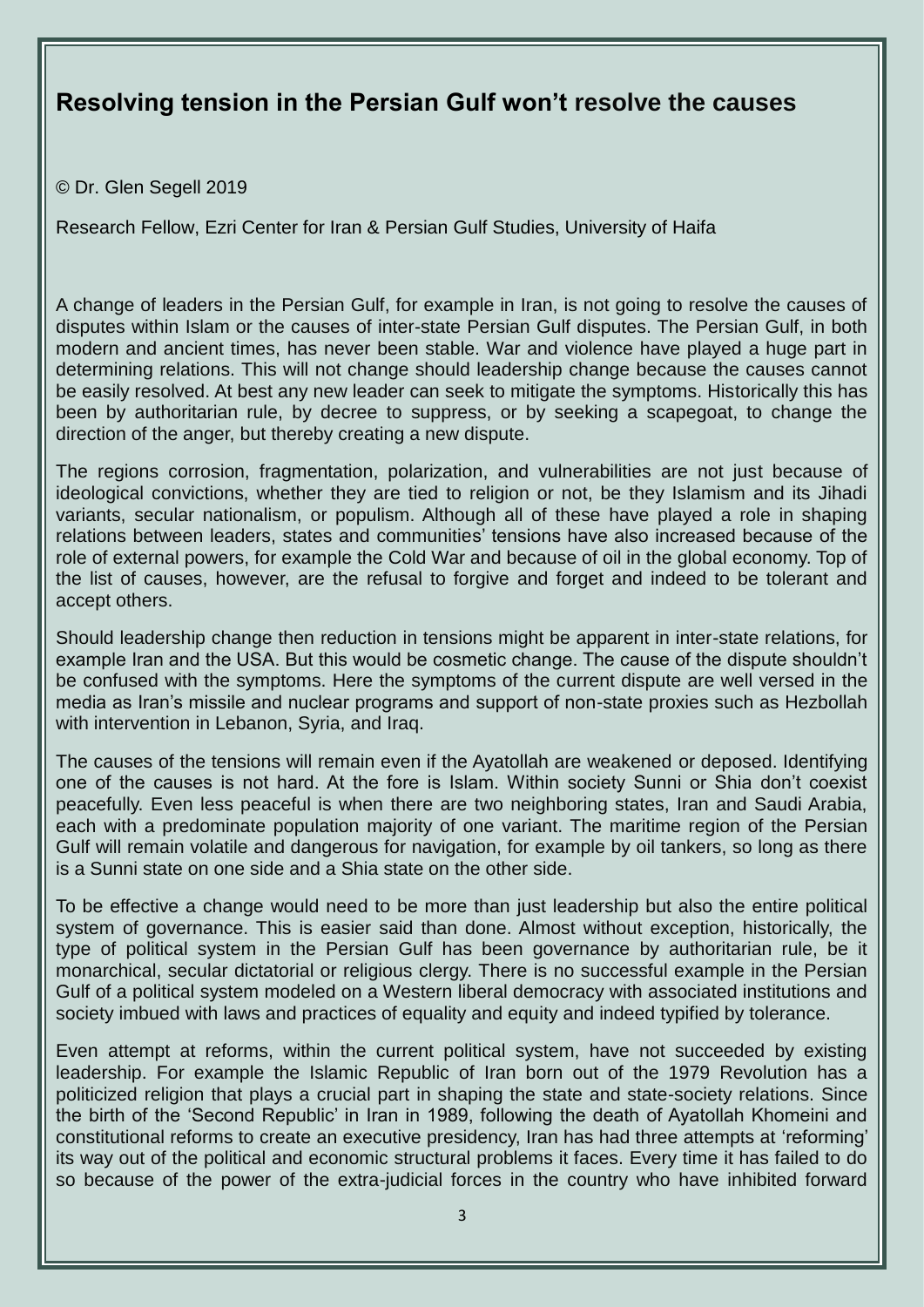## Resolving tension in the Persian Gulf won't resolve the causes

© Dr. Glen Segell 2019

Research Fellow, Ezri Center for Iran & Persian Gulf Studies, University of Haifa

A change of leaders in the Persian Gulf, for example in Iran, is not going to resolve the causes of disputes within Islam or the causes of inter-state Persian Gulf disputes. The Persian Gulf, in both modern and ancient times, has never been stable. War and violence have played a huge part in determining relations. This will not change should leadership change because the causes cannot be easily resolved. At best any new leader can seek to mitigate the symptoms. Historically this has been by authoritarian rule, by decree to suppress, or by seeking a scapegoat, to change the direction of the anger, but thereby creating a new dispute.

The regions corrosion, fragmentation, polarization, and vulnerabilities are not just because of ideological convictions, whether they are tied to religion or not, be they Islamism and its Jihadi variants, secular nationalism, or populism. Although all of these have played a role in shaping relations between leaders, states and communities' tensions have also increased because of the role of external powers, for example the Cold War and because of oil in the global economy. Top of the list of causes, however, are the refusal to forgive and forget and indeed to be tolerant and accept others.

Should leadership change then reduction in tensions might be apparent in inter-state relations, for example Iran and the USA. But this would be cosmetic change. The cause of the dispute shouldn't be confused with the symptoms. Here the symptoms of the current dispute are well versed in the media as Iran's missile and nuclear programs and support of non-state proxies such as Hezbollah with intervention in Lebanon, Syria, and Iraq.

The causes of the tensions will remain even if the Ayatollah are weakened or deposed. Identifying one of the causes is not hard. At the fore is Islam. Within society Sunni or Shia don't coexist peacefully. Even less peaceful is when there are two neighboring states, Iran and Saudi Arabia, each with a predominate population majority of one variant. The maritime region of the Persian Gulf will remain volatile and dangerous for navigation, for example by oil tankers, so long as there is a Sunni state on one side and a Shia state on the other side.

To be effective a change would need to be more than just leadership but also the entire political system of governance. This is easier said than done. Almost without exception, historically, the type of political system in the Persian Gulf has been governance by authoritarian rule, be it monarchical, secular dictatorial or religious clergy. There is no successful example in the Persian Gulf of a political system modeled on a Western liberal democracy with associated institutions and society imbued with laws and practices of equality and equity and indeed typified by tolerance.

Even attempt at reforms, within the current political system, have not succeeded by existing leadership. For example the Islamic Republic of Iran born out of the 1979 Revolution has a politicized religion that plays a crucial part in shaping the state and state-society relations. Since the birth of the 'Second Republic' in Iran in 1989, following the death of Ayatollah Khomeini and constitutional reforms to create an executive presidency, Iran has had three attempts at 'reforming' its way out of the political and economic structural problems it faces. Every time it has failed to do so because of the power of the extra-judicial forces in the country who have inhibited forward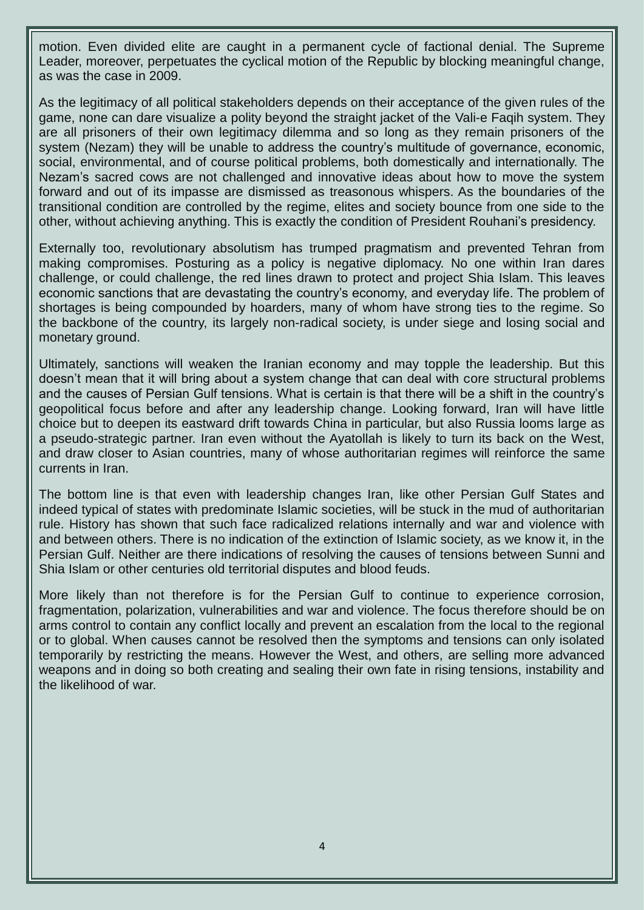motion. Even divided elite are caught in a permanent cycle of factional denial. The Supreme Leader, moreover, perpetuates the cyclical motion of the Republic by blocking meaningful change, as was the case in 2009.

As the legitimacy of all political stakeholders depends on their acceptance of the given rules of the game, none can dare visualize a polity beyond the straight jacket of the Vali-e Faqih system. They are all prisoners of their own legitimacy dilemma and so long as they remain prisoners of the system (Nezam) they will be unable to address the country's multitude of governance, economic, social, environmental, and of course political problems, both domestically and internationally. The Nezam's sacred cows are not challenged and innovative ideas about how to move the system forward and out of its impasse are dismissed as treasonous whispers. As the boundaries of the transitional condition are controlled by the regime, elites and society bounce from one side to the other, without achieving anything. This is exactly the condition of President Rouhani's presidency.

Externally too, revolutionary absolutism has trumped pragmatism and prevented Tehran from making compromises. Posturing as a policy is negative diplomacy. No one within Iran dares challenge, or could challenge, the red lines drawn to protect and project Shia Islam. This leaves economic sanctions that are devastating the country's economy, and everyday life. The problem of shortages is being compounded by hoarders, many of whom have strong ties to the regime. So the backbone of the country, its largely non-radical society, is under siege and losing social and monetary ground.

Ultimately, sanctions will weaken the Iranian economy and may topple the leadership. But this doesn't mean that it will bring about a system change that can deal with core structural problems and the causes of Persian Gulf tensions. What is certain is that there will be a shift in the country's geopolitical focus before and after any leadership change. Looking forward, Iran will have little choice but to deepen its eastward drift towards China in particular, but also Russia looms large as a pseudo-strategic partner. Iran even without the Ayatollah is likely to turn its back on the West, and draw closer to Asian countries, many of whose authoritarian regimes will reinforce the same currents in Iran.

The bottom line is that even with leadership changes Iran, like other Persian Gulf States and indeed typical of states with predominate Islamic societies, will be stuck in the mud of authoritarian rule. History has shown that such face radicalized relations internally and war and violence with and between others. There is no indication of the extinction of Islamic society, as we know it, in the Persian Gulf. Neither are there indications of resolving the causes of tensions between Sunni and Shia Islam or other centuries old territorial disputes and blood feuds.

More likely than not therefore is for the Persian Gulf to continue to experience corrosion, fragmentation, polarization, vulnerabilities and war and violence. The focus therefore should be on arms control to contain any conflict locally and prevent an escalation from the local to the regional or to global. When causes cannot be resolved then the symptoms and tensions can only isolated temporarily by restricting the means. However the West, and others, are selling more advanced weapons and in doing so both creating and sealing their own fate in rising tensions, instability and the likelihood of war.